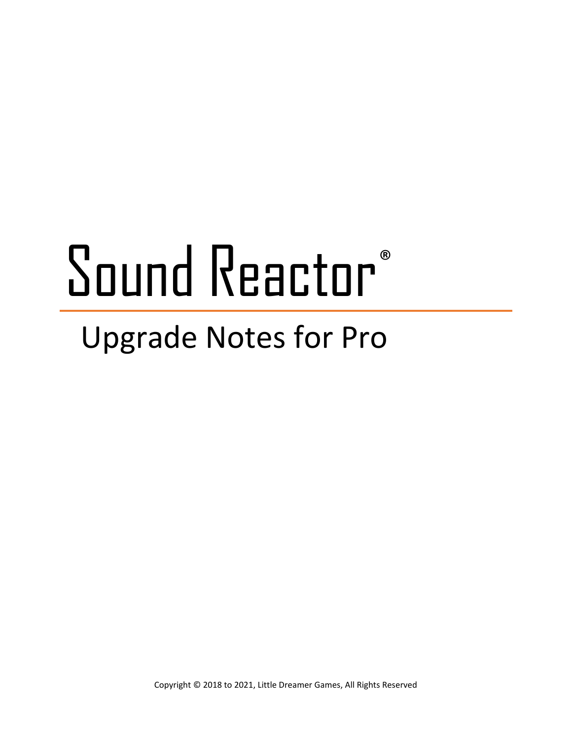# Sound Reactor®

## Upgrade Notes for Pro

Copyright © 2018 to 2021, Little Dreamer Games, All Rights Reserved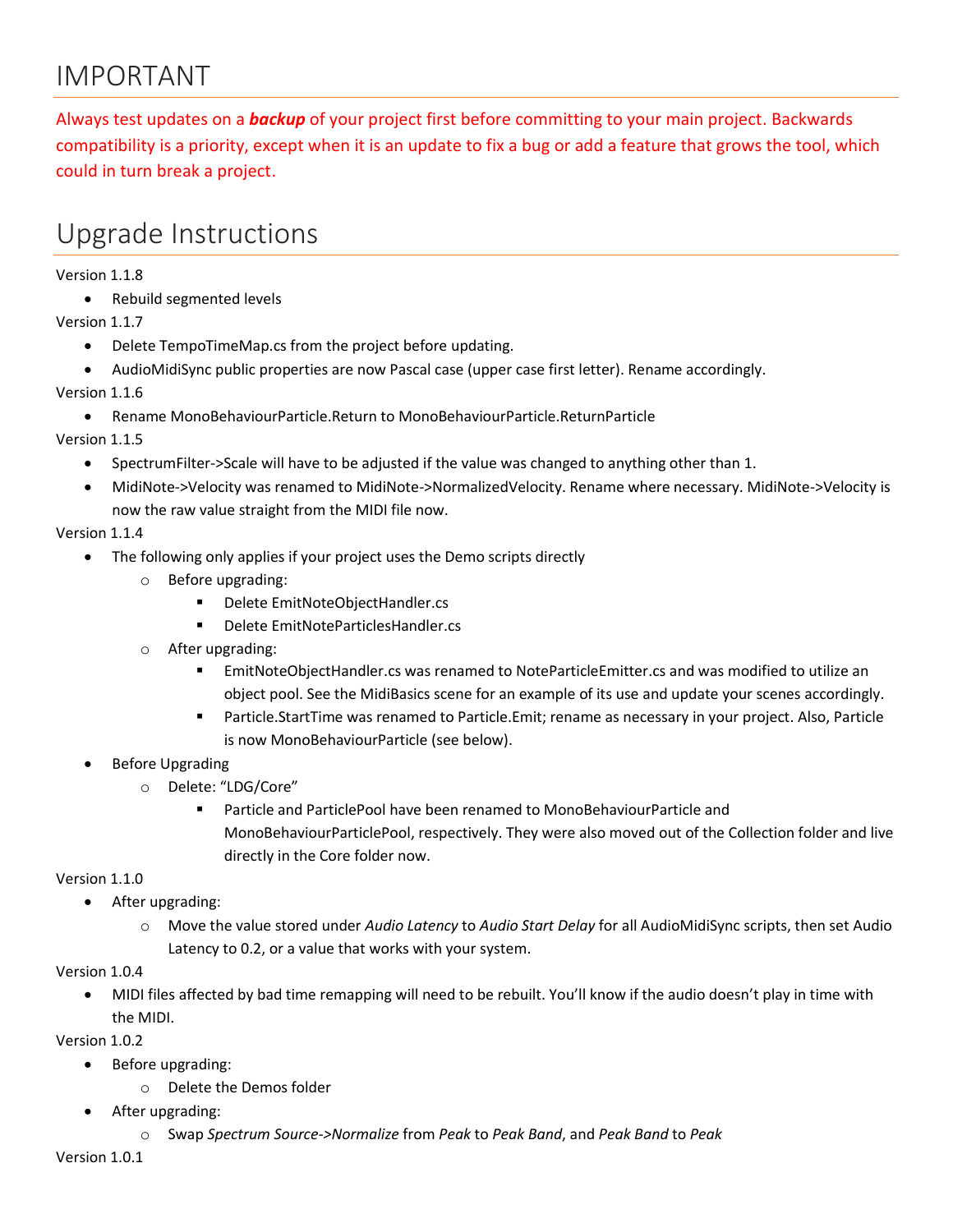# IMPORTANT

Always test updates on a ***backup*** of your project first before committing to your main project. Backwards compatibility is a priority, except when it is an update to fix a bug or add a feature that grows the tool, which could in turn break a project.

# Upgrade Instructions

Version 1.1.8

- Rebuild segmented levels

Version 1.1.7

- Delete TempoTimeMap.cs from the project before updating.
- AudioMidiSync public properties are now Pascal case (upper case first letter). Rename accordingly.

Version 1.1.6

- Rename MonoBehaviourParticle.Return to MonoBehaviourParticle.ReturnParticle

Version 1.1.5

- SpectrumFilter->Scale will have to be adjusted if the value was changed to anything other than 1.
- MidiNote->Velocity was renamed to MidiNote->NormalizedVelocity. Rename where necessary. MidiNote->Velocity is now the raw value straight from the MIDI file now.

Version 1.1.4

- The following only applies if your project uses the Demo scripts directly
  - Before upgrading:
    - Delete EmitNoteObjectHandler.cs
    - Delete EmitNoteParticlesHandler.cs
  - After upgrading:
    - EmitNoteObjectHandler.cs was renamed to NoteParticleEmitter.cs and was modified to utilize an object pool. See the MidiBasics scene for an example of its use and update your scenes accordingly.
    - Particle.StartTime was renamed to Particle.Emit; rename as necessary in your project. Also, Particle is now MonoBehaviourParticle (see below).
- Before Upgrading
  - Delete: "LDG/Core"
    - Particle and ParticlePool have been renamed to MonoBehaviourParticle and MonoBehaviourParticlePool, respectively. They were also moved out of the Collection folder and live directly in the Core folder now.

Version 1.1.0

- After upgrading:
  - Move the value stored under *Audio Latency* to *Audio Start Delay* for all AudioMidiSync scripts, then set Audio Latency to 0.2, or a value that works with your system.

Version 1.0.4

- MIDI files affected by bad time remapping will need to be rebuilt. You'll know if the audio doesn't play in time with the MIDI.

Version 1.0.2

- Before upgrading:
  - Delete the Demos folder
- After upgrading:
  - Swap *Spectrum Source->Normalize* from *Peak* to *Peak Band*, and *Peak Band* to *Peak*

Version 1.0.1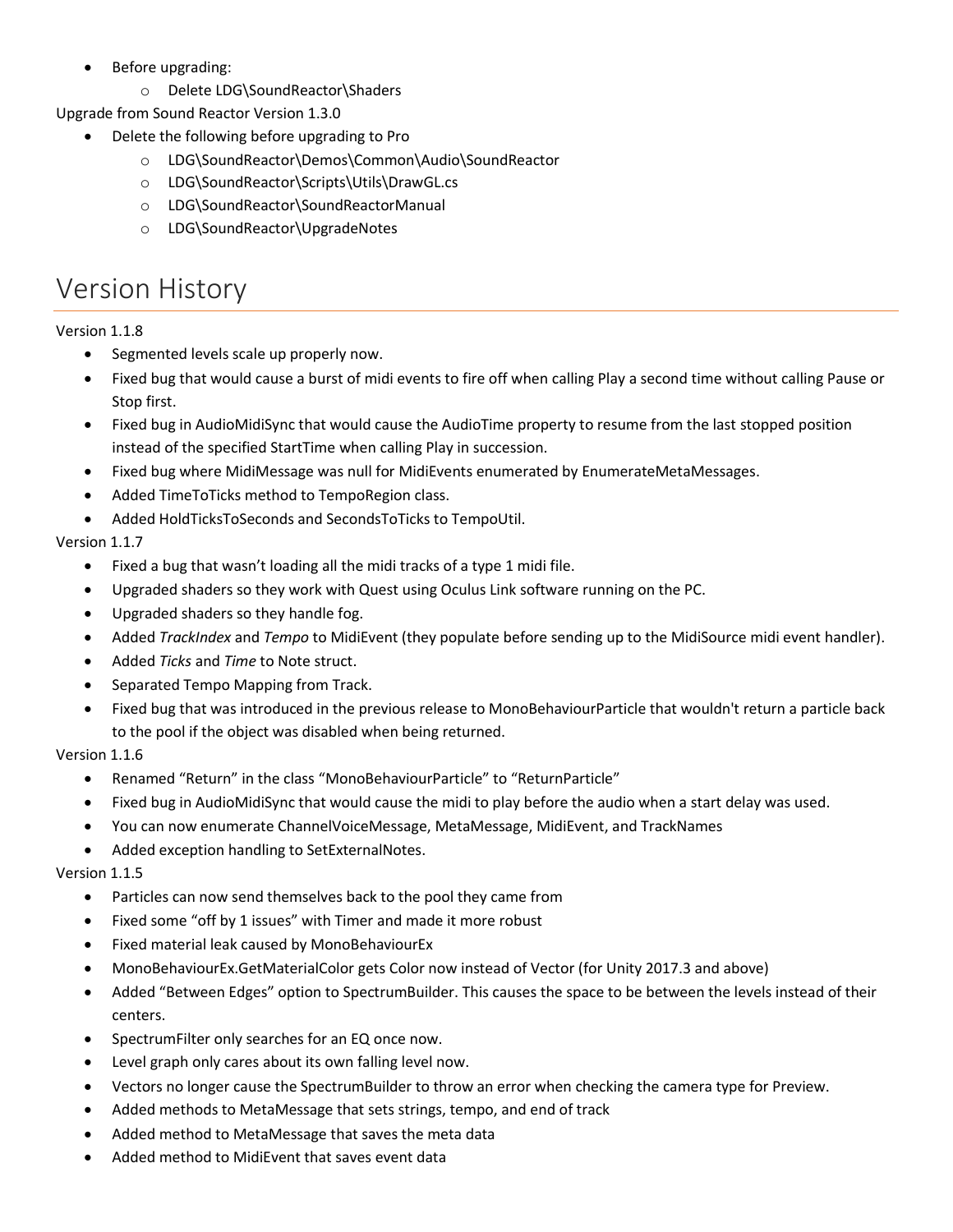- Before upgrading:
  - Delete LDG\SoundReactor\Shaders

Upgrade from Sound Reactor Version 1.3.0

- Delete the following before upgrading to Pro
  - LDG\SoundReactor\Demos\Common\Audio\SoundReactor
  - LDG\SoundReactor\Scripts\Utils\DrawGL.cs
  - LDG\SoundReactor\SoundReactorManual
  - LDG\SoundReactor\UpgradeNotes

# Version History

Version 1.1.8

- Segmented levels scale up properly now.
- Fixed bug that would cause a burst of midi events to fire off when calling Play a second time without calling Pause or Stop first.
- Fixed bug in AudioMidiSync that would cause the AudioTime property to resume from the last stopped position instead of the specified StartTime when calling Play in succession.
- Fixed bug where MidiMessage was null for MidiEvents enumerated by EnumerateMetaMessages.
- Added TimeToTicks method to TempoRegion class.
- Added HoldTicksToSeconds and SecondsToTicks to TempoUtil.

Version 1.1.7

- Fixed a bug that wasn't loading all the midi tracks of a type 1 midi file.
- Upgraded shaders so they work with Quest using Oculus Link software running on the PC.
- Upgraded shaders so they handle fog.
- Added *TrackIndex* and *Tempo* to MidiEvent (they populate before sending up to the MidiSource midi event handler).
- Added *Ticks* and *Time* to Note struct.
- Separated Tempo Mapping from Track.
- Fixed bug that was introduced in the previous release to MonoBehaviourParticle that wouldn't return a particle back to the pool if the object was disabled when being returned.

Version 1.1.6

- Renamed "Return" in the class "MonoBehaviourParticle" to "ReturnParticle"
- Fixed bug in AudioMidiSync that would cause the midi to play before the audio when a start delay was used.
- You can now enumerate ChannelVoiceMessage, MetaMessage, MidiEvent, and TrackNames
- Added exception handling to SetExternalNotes.

Version 1.1.5

- Particles can now send themselves back to the pool they came from
- Fixed some "off by 1 issues" with Timer and made it more robust
- Fixed material leak caused by MonoBehaviourEx
- MonoBehaviourEx.GetMaterialColor gets Color now instead of Vector (for Unity 2017.3 and above)
- Added "Between Edges" option to SpectrumBuilder. This causes the space to be between the levels instead of their centers.
- SpectrumFilter only searches for an EQ once now.
- Level graph only cares about its own falling level now.
- Vectors no longer cause the SpectrumBuilder to throw an error when checking the camera type for Preview.
- Added methods to MetaMessage that sets strings, tempo, and end of track
- Added method to MetaMessage that saves the meta data
- Added method to MidiEvent that saves event data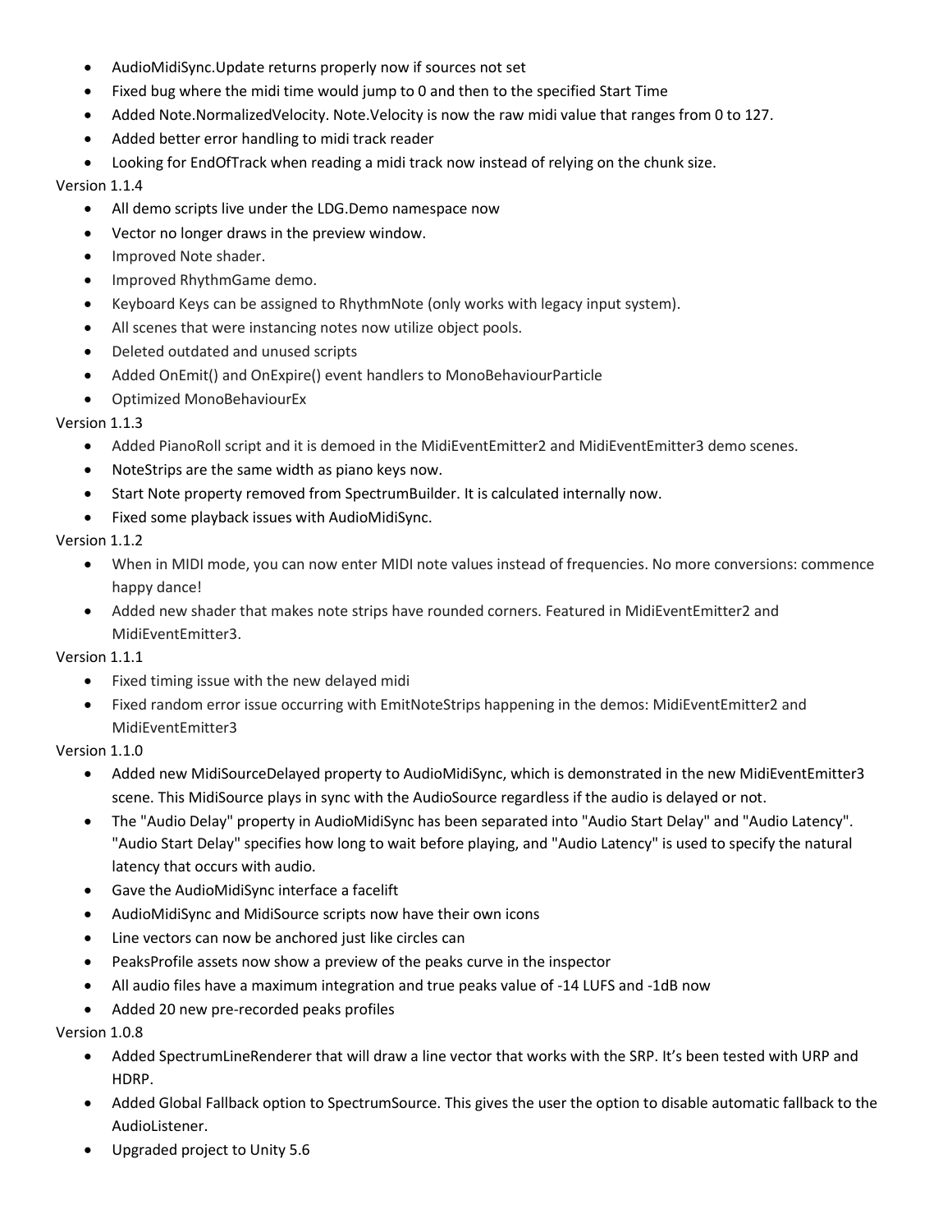- AudioMidiSync.Update returns properly now if sources not set
- Fixed bug where the midi time would jump to 0 and then to the specified Start Time
- Added Note.NormalizedVelocity. Note.Velocity is now the raw midi value that ranges from 0 to 127.
- Added better error handling to midi track reader
- Looking for EndOfTrack when reading a midi track now instead of relying on the chunk size.

Version 1.1.4

- All demo scripts live under the LDG.Demo namespace now
- Vector no longer draws in the preview window.
- Improved Note shader.
- Improved RhythmGame demo.
- Keyboard Keys can be assigned to RhythmNote (only works with legacy input system).
- All scenes that were instancing notes now utilize object pools.
- Deleted outdated and unused scripts
- Added OnEmit() and OnExpire() event handlers to MonoBehaviourParticle
- Optimized MonoBehaviourEx

Version 1.1.3

- Added PianoRoll script and it is demoed in the MidiEventEmitter2 and MidiEventEmitter3 demo scenes.
- NoteStrips are the same width as piano keys now.
- Start Note property removed from SpectrumBuilder. It is calculated internally now.
- Fixed some playback issues with AudioMidiSync.

Version 1.1.2

- When in MIDI mode, you can now enter MIDI note values instead of frequencies. No more conversions: commence happy dance!
- Added new shader that makes note strips have rounded corners. Featured in MidiEventEmitter2 and MidiEventEmitter3.

Version 1.1.1

- Fixed timing issue with the new delayed midi
- Fixed random error issue occurring with EmitNoteStrips happening in the demos: MidiEventEmitter2 and MidiEventEmitter3

Version 1.1.0

- Added new MidiSourceDelayed property to AudioMidiSync, which is demonstrated in the new MidiEventEmitter3 scene. This MidiSource plays in sync with the AudioSource regardless if the audio is delayed or not.
- The "Audio Delay" property in AudioMidiSync has been separated into "Audio Start Delay" and "Audio Latency". "Audio Start Delay" specifies how long to wait before playing, and "Audio Latency" is used to specify the natural latency that occurs with audio.
- Gave the AudioMidiSync interface a facelift
- AudioMidiSync and MidiSource scripts now have their own icons
- Line vectors can now be anchored just like circles can
- PeaksProfile assets now show a preview of the peaks curve in the inspector
- All audio files have a maximum integration and true peaks value of -14 LUFS and -1dB now
- Added 20 new pre-recorded peaks profiles

Version 1.0.8

- Added SpectrumLineRenderer that will draw a line vector that works with the SRP. It's been tested with URP and HDRP.
- Added Global Fallback option to SpectrumSource. This gives the user the option to disable automatic fallback to the AudioListener.
- Upgraded project to Unity 5.6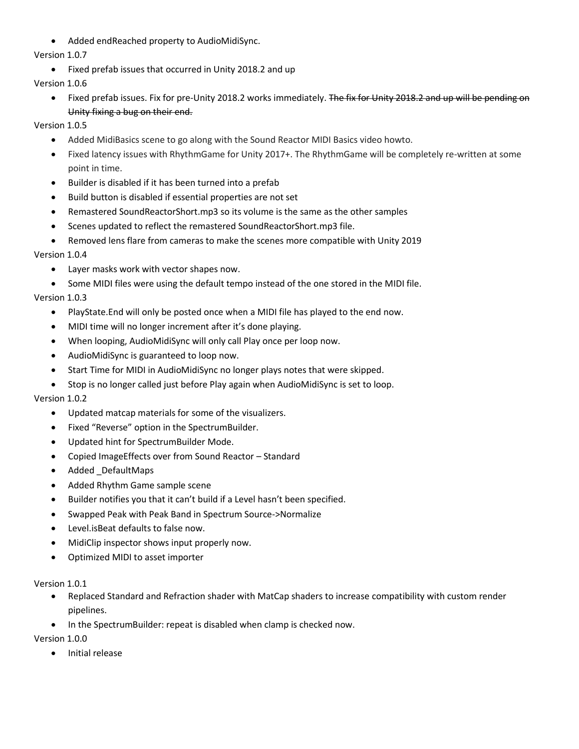- Added endReached property to AudioMidiSync.

Version 1.0.7

- Fixed prefab issues that occurred in Unity 2018.2 and up

Version 1.0.6

- Fixed prefab issues. Fix for pre-Unity 2018.2 works immediately. ~~The fix for Unity 2018.2 and up will be pending on Unity fixing a bug on their end.~~

Version 1.0.5

- Added MidiBasics scene to go along with the Sound Reactor MIDI Basics video howto.
- Fixed latency issues with RhythmGame for Unity 2017+. The RhythmGame will be completely re-written at some point in time.
- Builder is disabled if it has been turned into a prefab
- Build button is disabled if essential properties are not set
- Remastered SoundReactorShort.mp3 so its volume is the same as the other samples
- Scenes updated to reflect the remastered SoundReactorShort.mp3 file.
- Removed lens flare from cameras to make the scenes more compatible with Unity 2019

Version 1.0.4

- Layer masks work with vector shapes now.
- Some MIDI files were using the default tempo instead of the one stored in the MIDI file.

Version 1.0.3

- PlayState.End will only be posted once when a MIDI file has played to the end now.
- MIDI time will no longer increment after it's done playing.
- When looping, AudioMidiSync will only call Play once per loop now.
- AudioMidiSync is guaranteed to loop now.
- Start Time for MIDI in AudioMidiSync no longer plays notes that were skipped.
- Stop is no longer called just before Play again when AudioMidiSync is set to loop.

Version 1.0.2

- Updated matcap materials for some of the visualizers.
- Fixed "Reverse" option in the SpectrumBuilder.
- Updated hint for SpectrumBuilder Mode.
- Copied ImageEffects over from Sound Reactor – Standard
- Added _DefaultMaps
- Added Rhythm Game sample scene
- Builder notifies you that it can't build if a Level hasn't been specified.
- Swapped Peak with Peak Band in Spectrum Source->Normalize
- Level.isBeat defaults to false now.
- MidiClip inspector shows input properly now.
- Optimized MIDI to asset importer

Version 1.0.1

- Replaced Standard and Refraction shader with MatCap shaders to increase compatibility with custom render pipelines.
- In the SpectrumBuilder: repeat is disabled when clamp is checked now.

Version 1.0.0

- Initial release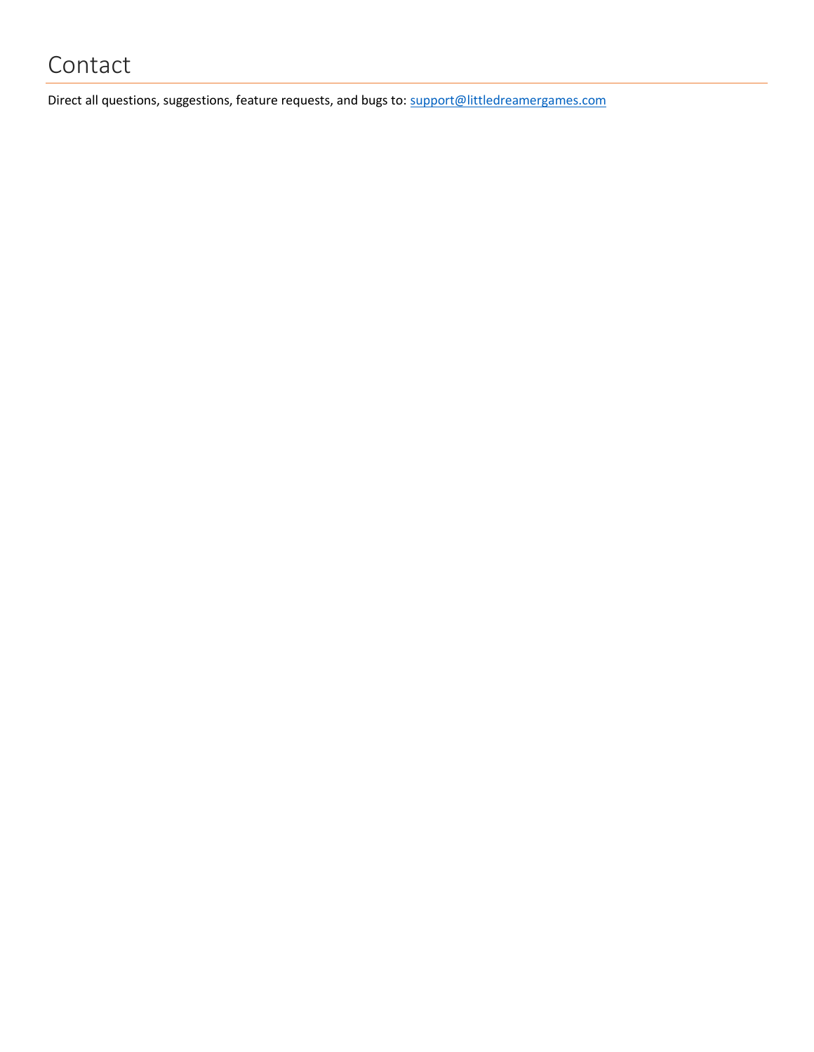# Contact

Direct all questions, suggestions, feature requests, and bugs to: [support@littledreamergames.com](mailto:support@littledreamergames.com)